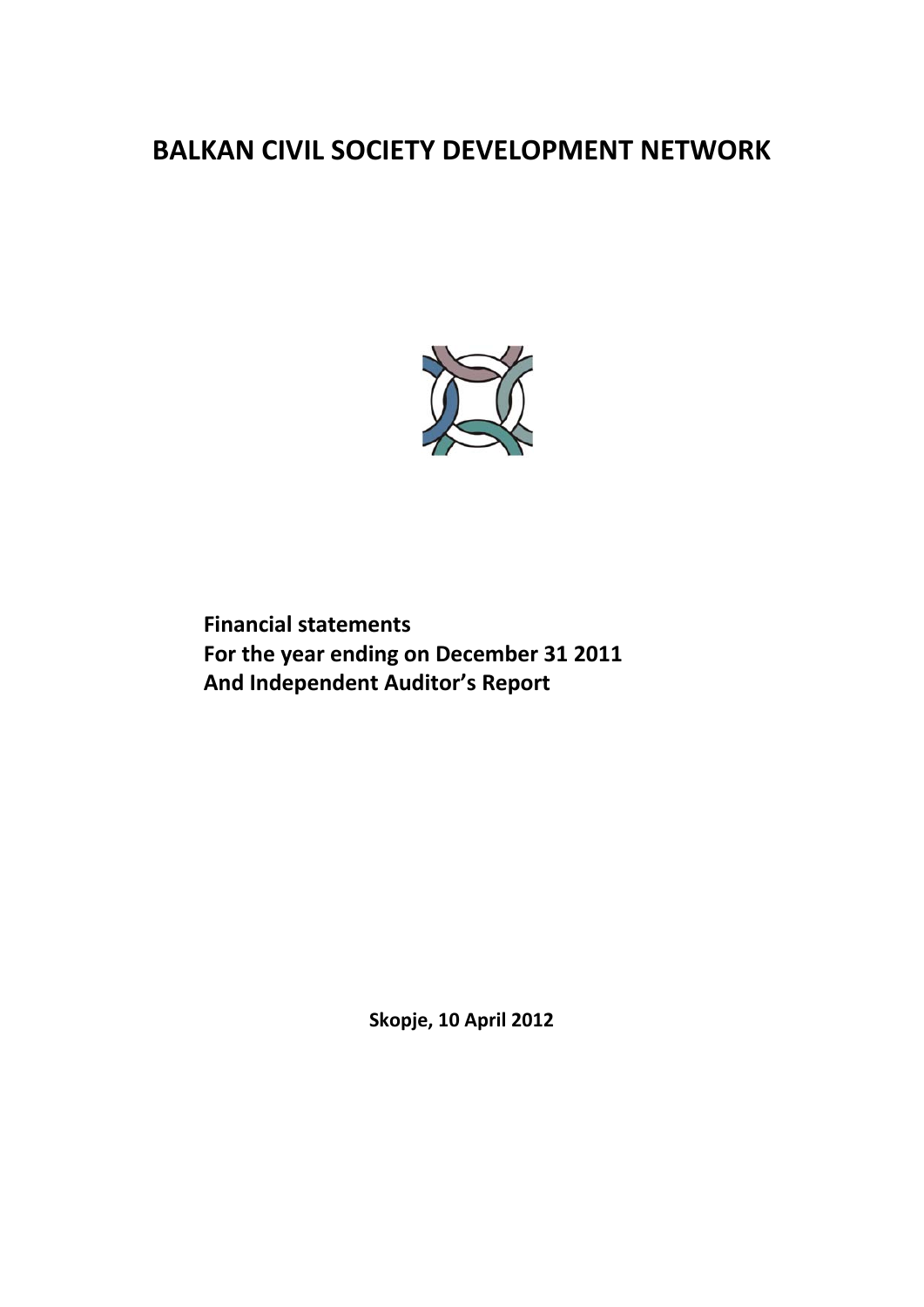# BALKAN CIVIL SOCIETY DEVELOPMENT NETWORK

**Financial statements**
**For the year ending on December 31 2011**
**And Independent Auditor's Report**

**Skopje, 10 April 2012**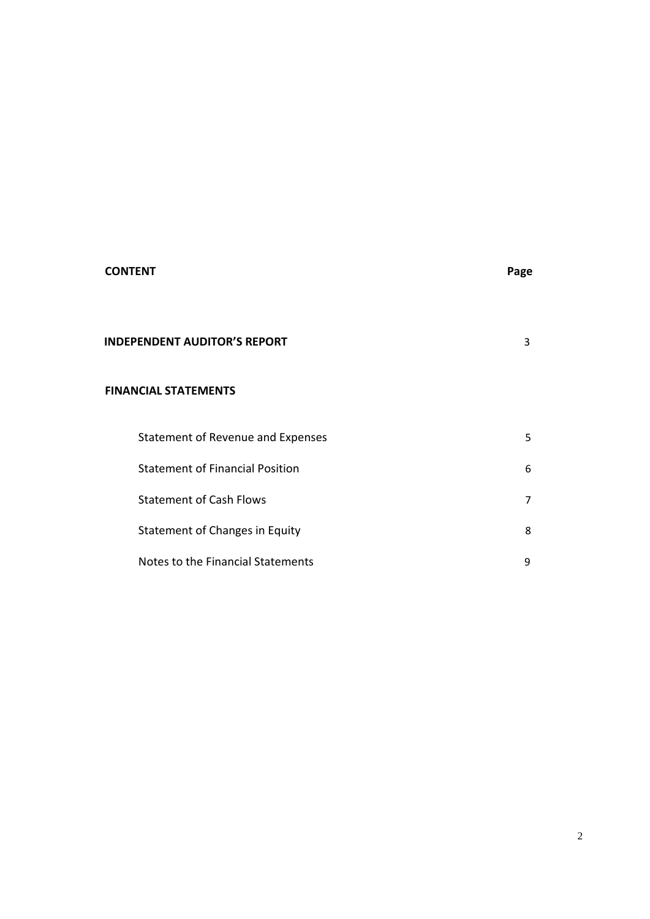| **CONTENT** | **Page** |
|---|---|
| **INDEPENDENT AUDITOR'S REPORT** | 3 |
| **FINANCIAL STATEMENTS** | |
| Statement of Revenue and Expenses | 5 |
| Statement of Financial Position | 6 |
| Statement of Cash Flows | 7 |
| Statement of Changes in Equity | 8 |
| Notes to the Financial Statements | 9 |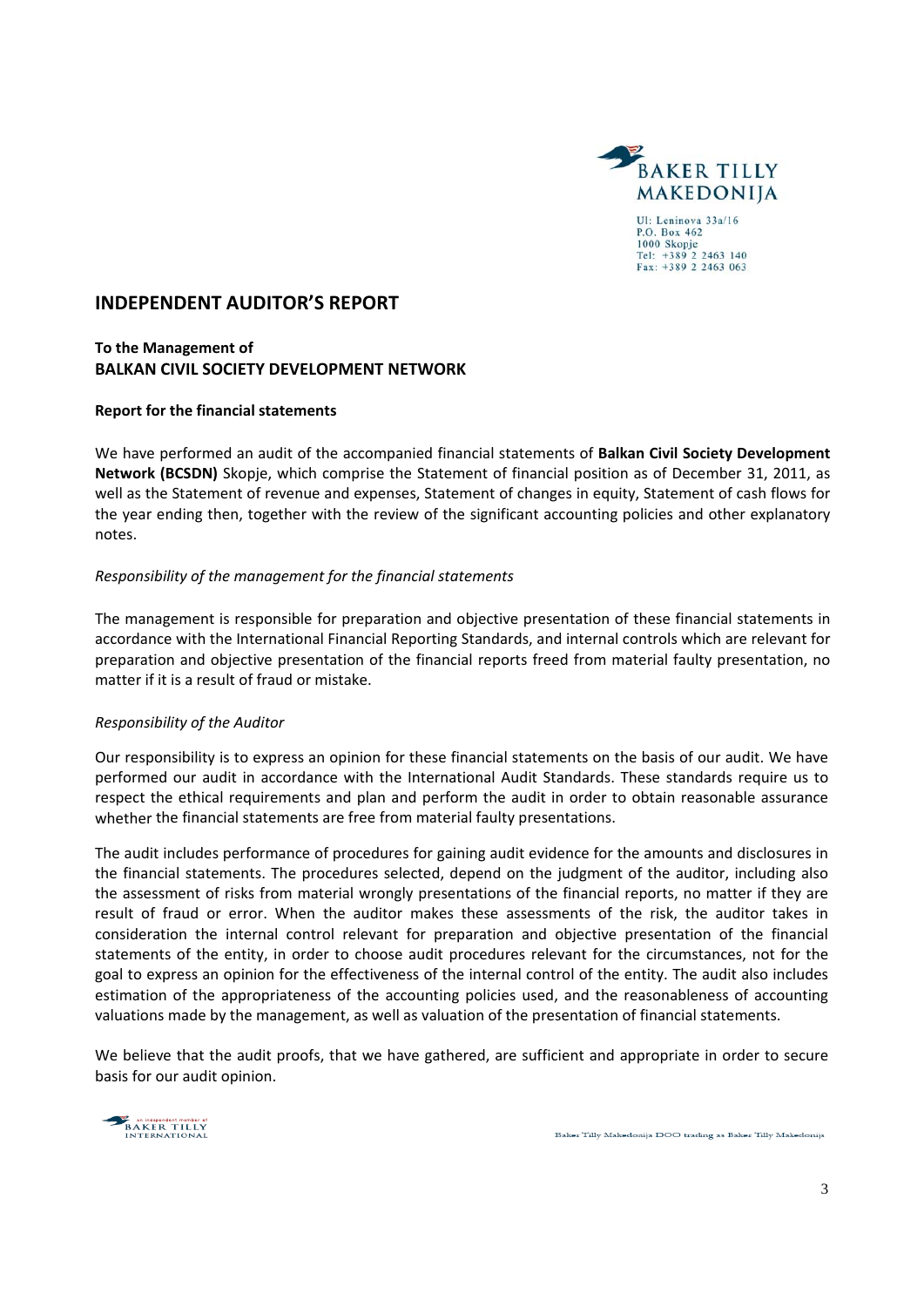BAKER TILLY MAKEDONIJA

Ul: Leninova 33a/16
P.O. Box 462
1000 Skopje
Tel: +389 2 2463 140
Fax: +389 2 2463 063

## INDEPENDENT AUDITOR'S REPORT

**To the Management of**
**BALKAN CIVIL SOCIETY DEVELOPMENT NETWORK**

**Report for the financial statements**

We have performed an audit of the accompanied financial statements of **Balkan Civil Society Development Network (BCSDN)** Skopje, which comprise the Statement of financial position as of December 31, 2011, as well as the Statement of revenue and expenses, Statement of changes in equity, Statement of cash flows for the year ending then, together with the review of the significant accounting policies and other explanatory notes.

*Responsibility of the management for the financial statements*

The management is responsible for preparation and objective presentation of these financial statements in accordance with the International Financial Reporting Standards, and internal controls which are relevant for preparation and objective presentation of the financial reports freed from material faulty presentation, no matter if it is a result of fraud or mistake.

*Responsibility of the Auditor*

Our responsibility is to express an opinion for these financial statements on the basis of our audit. We have performed our audit in accordance with the International Audit Standards. These standards require us to respect the ethical requirements and plan and perform the audit in order to obtain reasonable assurance whether the financial statements are free from material faulty presentations.

The audit includes performance of procedures for gaining audit evidence for the amounts and disclosures in the financial statements. The procedures selected, depend on the judgment of the auditor, including also the assessment of risks from material wrongly presentations of the financial reports, no matter if they are result of fraud or error. When the auditor makes these assessments of the risk, the auditor takes in consideration the internal control relevant for preparation and objective presentation of the financial statements of the entity, in order to choose audit procedures relevant for the circumstances, not for the goal to express an opinion for the effectiveness of the internal control of the entity. The audit also includes estimation of the appropriateness of the accounting policies used, and the reasonableness of accounting valuations made by the management, as well as valuation of the presentation of financial statements.

We believe that the audit proofs, that we have gathered, are sufficient and appropriate in order to secure basis for our audit opinion.

an independent member of BAKER TILLY INTERNATIONAL

Baker Tilly Makedonija DOO trading as Baker Tilly Makedonija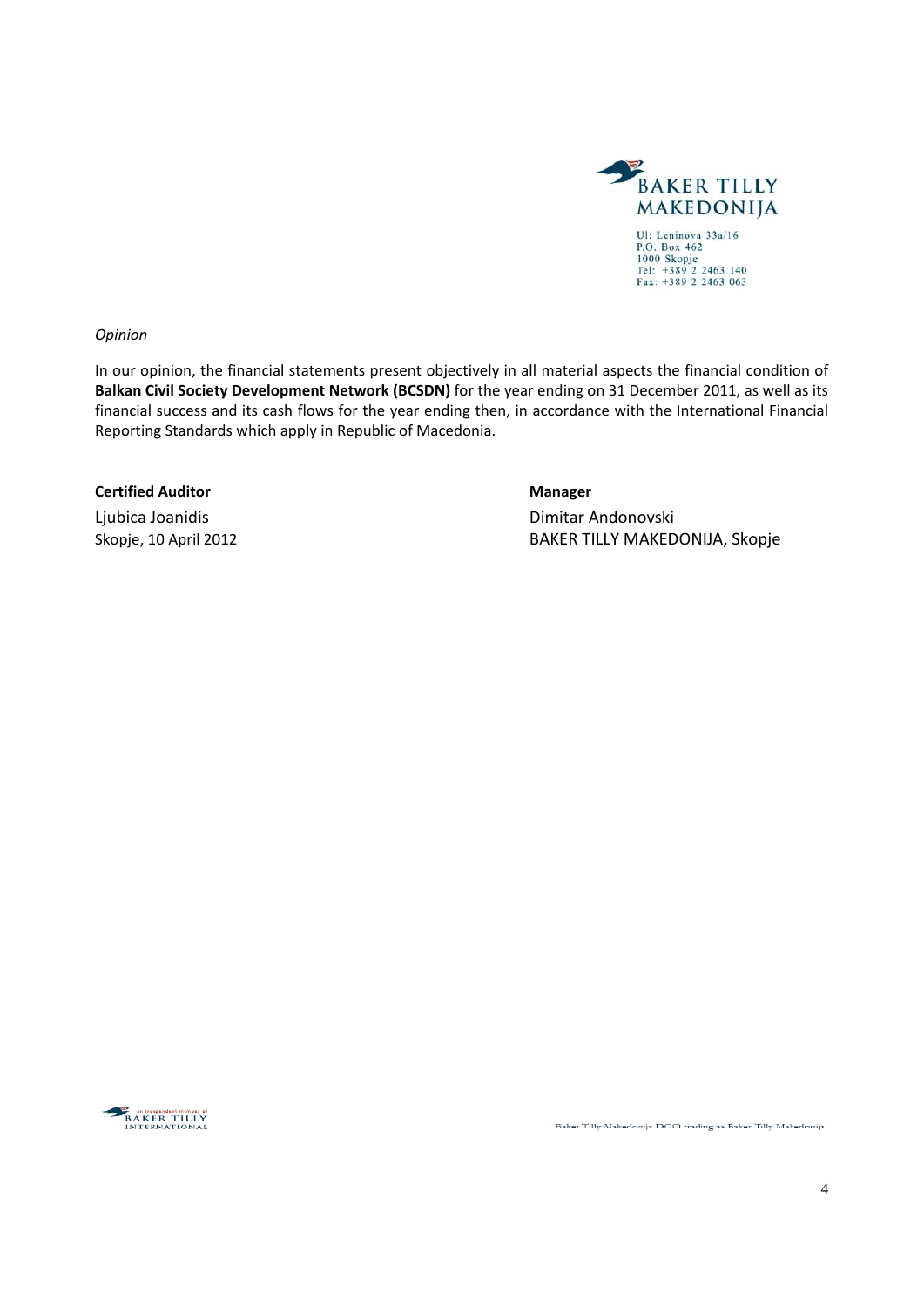*Opinion*

In our opinion, the financial statements present objectively in all material aspects the financial condition of **Balkan Civil Society Development Network (BCSDN)** for the year ending on 31 December 2011, as well as its financial success and its cash flows for the year ending then, in accordance with the International Financial Reporting Standards which apply in Republic of Macedonia.

**Certified Auditor**
Ljubica Joanidis
Skopje, 10 April 2012

**Manager**
Dimitar Andonovski
BAKER TILLY MAKEDONIJA, Skopje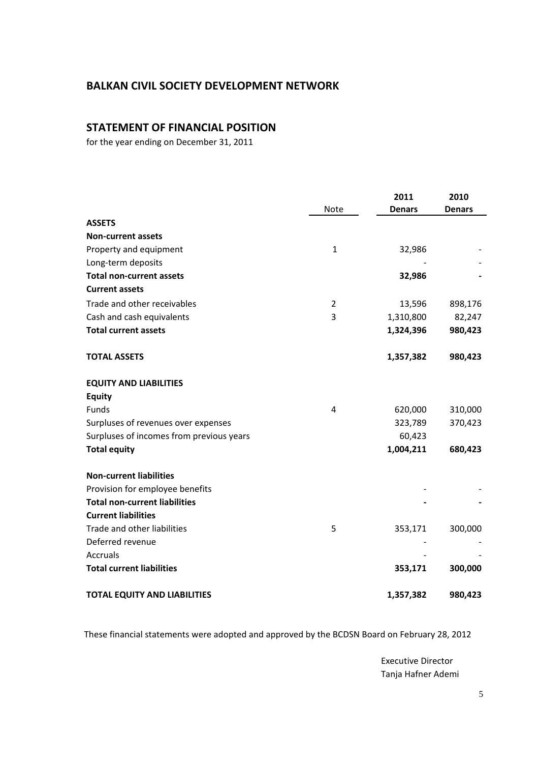## BALKAN CIVIL SOCIETY DEVELOPMENT NETWORK

## STATEMENT OF FINANCIAL POSITION

for the year ending on December 31, 2011

| | Note | 2011 Denars | 2010 Denars |
|---|---|---|---|
| **ASSETS** | | | |
| **Non-current assets** | | | |
| Property and equipment | 1 | 32,986 | - |
| Long-term deposits | | - | - |
| **Total non-current assets** | | **32,986** | **-** |
| **Current assets** | | | |
| Trade and other receivables | 2 | 13,596 | 898,176 |
| Cash and cash equivalents | 3 | 1,310,800 | 82,247 |
| **Total current assets** | | **1,324,396** | **980,423** |
| **TOTAL ASSETS** | | **1,357,382** | **980,423** |
| **EQUITY AND LIABILITIES** | | | |
| **Equity** | | | |
| Funds | 4 | 620,000 | 310,000 |
| Surpluses of revenues over expenses | | 323,789 | 370,423 |
| Surpluses of incomes from previous years | | 60,423 | |
| **Total equity** | | **1,004,211** | **680,423** |
| **Non-current liabilities** | | | |
| Provision for employee benefits | | - | - |
| **Total non-current liabilities** | | **-** | **-** |
| **Current liabilities** | | | |
| Trade and other liabilities | 5 | 353,171 | 300,000 |
| Deferred revenue | | - | - |
| Accruals | | - | - |
| **Total current liabilities** | | **353,171** | **300,000** |
| **TOTAL EQUITY AND LIABILITIES** | | **1,357,382** | **980,423** |

These financial statements were adopted and approved by the BCDSN Board on February 28, 2012

Executive Director
Tanja Hafner Ademi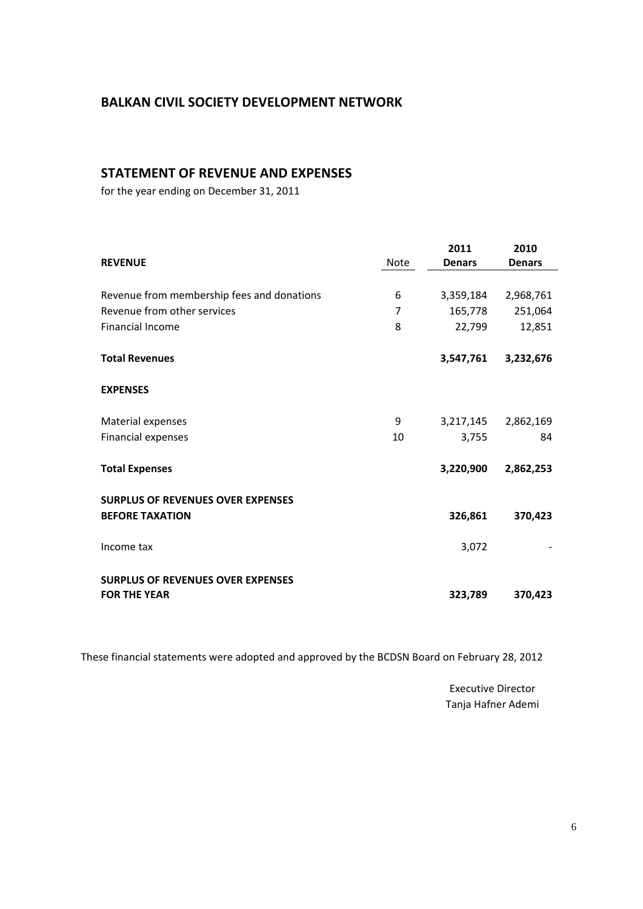## BALKAN CIVIL SOCIETY DEVELOPMENT NETWORK

## STATEMENT OF REVENUE AND EXPENSES

for the year ending on December 31, 2011

| **REVENUE** | Note | **2011 Denars** | **2010 Denars** |
|---|---|---|---|
| Revenue from membership fees and donations | 6 | 3,359,184 | 2,968,761 |
| Revenue from other services | 7 | 165,778 | 251,064 |
| Financial Income | 8 | 22,799 | 12,851 |
| **Total Revenues** | | **3,547,761** | **3,232,676** |
| **EXPENSES** | | | |
| Material expenses | 9 | 3,217,145 | 2,862,169 |
| Financial expenses | 10 | 3,755 | 84 |
| **Total Expenses** | | **3,220,900** | **2,862,253** |
| **SURPLUS OF REVENUES OVER EXPENSES BEFORE TAXATION** | | **326,861** | **370,423** |
| Income tax | | 3,072 | - |
| **SURPLUS OF REVENUES OVER EXPENSES FOR THE YEAR** | | **323,789** | **370,423** |

These financial statements were adopted and approved by the BCDSN Board on February 28, 2012

Executive Director
Tanja Hafner Ademi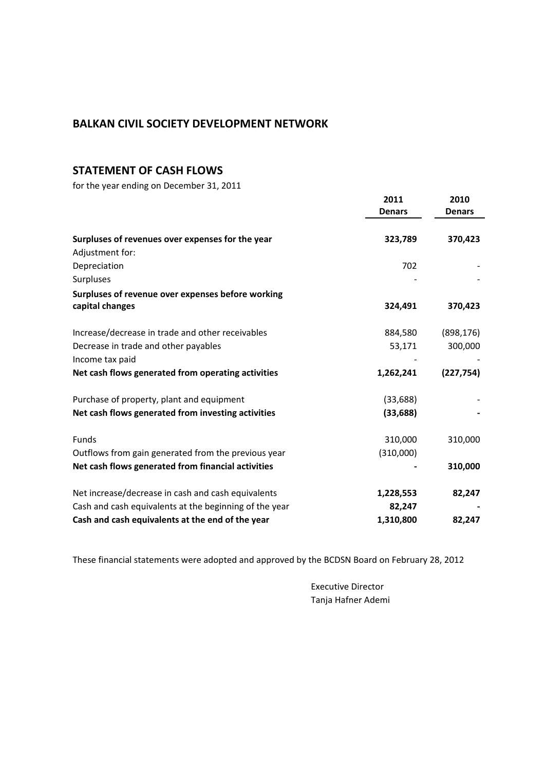## BALKAN CIVIL SOCIETY DEVELOPMENT NETWORK

## STATEMENT OF CASH FLOWS

for the year ending on December 31, 2011

| | 2011<br>Denars | 2010<br>Denars |
|---|---|---|
| **Surpluses of revenues over expenses for the year** | **323,789** | **370,423** |
| Adjustment for: | | |
| Depreciation | 702 | - |
| Surpluses | - | - |
| **Surpluses of revenue over expenses before working capital changes** | **324,491** | **370,423** |
| | | |
| Increase/decrease in trade and other receivables | 884,580 | (898,176) |
| Decrease in trade and other payables | 53,171 | 300,000 |
| Income tax paid | - | - |
| **Net cash flows generated from operating activities** | **1,262,241** | **(227,754)** |
| | | |
| Purchase of property, plant and equipment | (33,688) | - |
| **Net cash flows generated from investing activities** | **(33,688)** | **-** |
| | | |
| Funds | 310,000 | 310,000 |
| Outflows from gain generated from the previous year | (310,000) | |
| **Net cash flows generated from financial activities** | **-** | **310,000** |
| | | |
| Net increase/decrease in cash and cash equivalents | **1,228,553** | **82,247** |
| Cash and cash equivalents at the beginning of the year | **82,247** | **-** |
| **Cash and cash equivalents at the end of the year** | **1,310,800** | **82,247** |

These financial statements were adopted and approved by the BCDSN Board on February 28, 2012

Executive Director
Tanja Hafner Ademi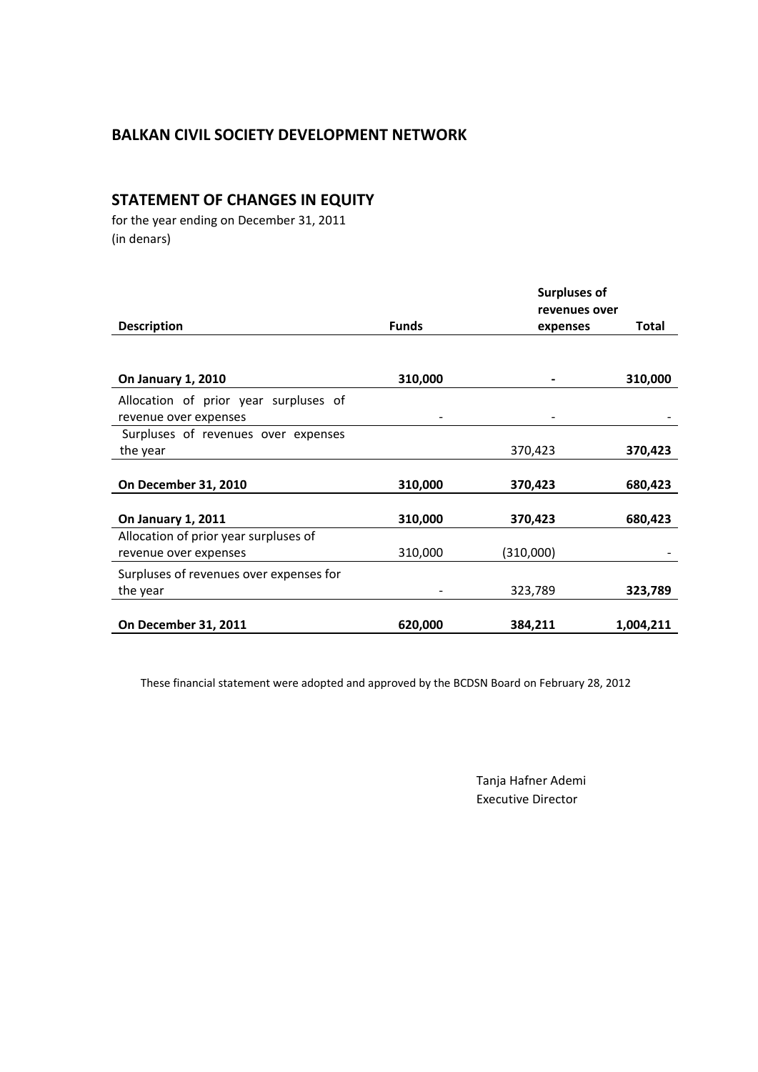## BALKAN CIVIL SOCIETY DEVELOPMENT NETWORK

## STATEMENT OF CHANGES IN EQUITY

for the year ending on December 31, 2011
(in denars)

| Description | Funds | Surpluses of revenues over expenses | Total |
|---|---|---|---|
| **On January 1, 2010** | **310,000** | **-** | **310,000** |
| Allocation of prior year surpluses of revenue over expenses | - | - | - |
| Surpluses of revenues over expenses the year | | 370,423 | **370,423** |
| **On December 31, 2010** | **310,000** | **370,423** | **680,423** |
| **On January 1, 2011** | **310,000** | **370,423** | **680,423** |
| Allocation of prior year surpluses of revenue over expenses | 310,000 | (310,000) | - |
| Surpluses of revenues over expenses for the year | - | 323,789 | **323,789** |
| **On December 31, 2011** | **620,000** | **384,211** | **1,004,211** |

These financial statement were adopted and approved by the BCDSN Board on February 28, 2012

Tanja Hafner Ademi
Executive Director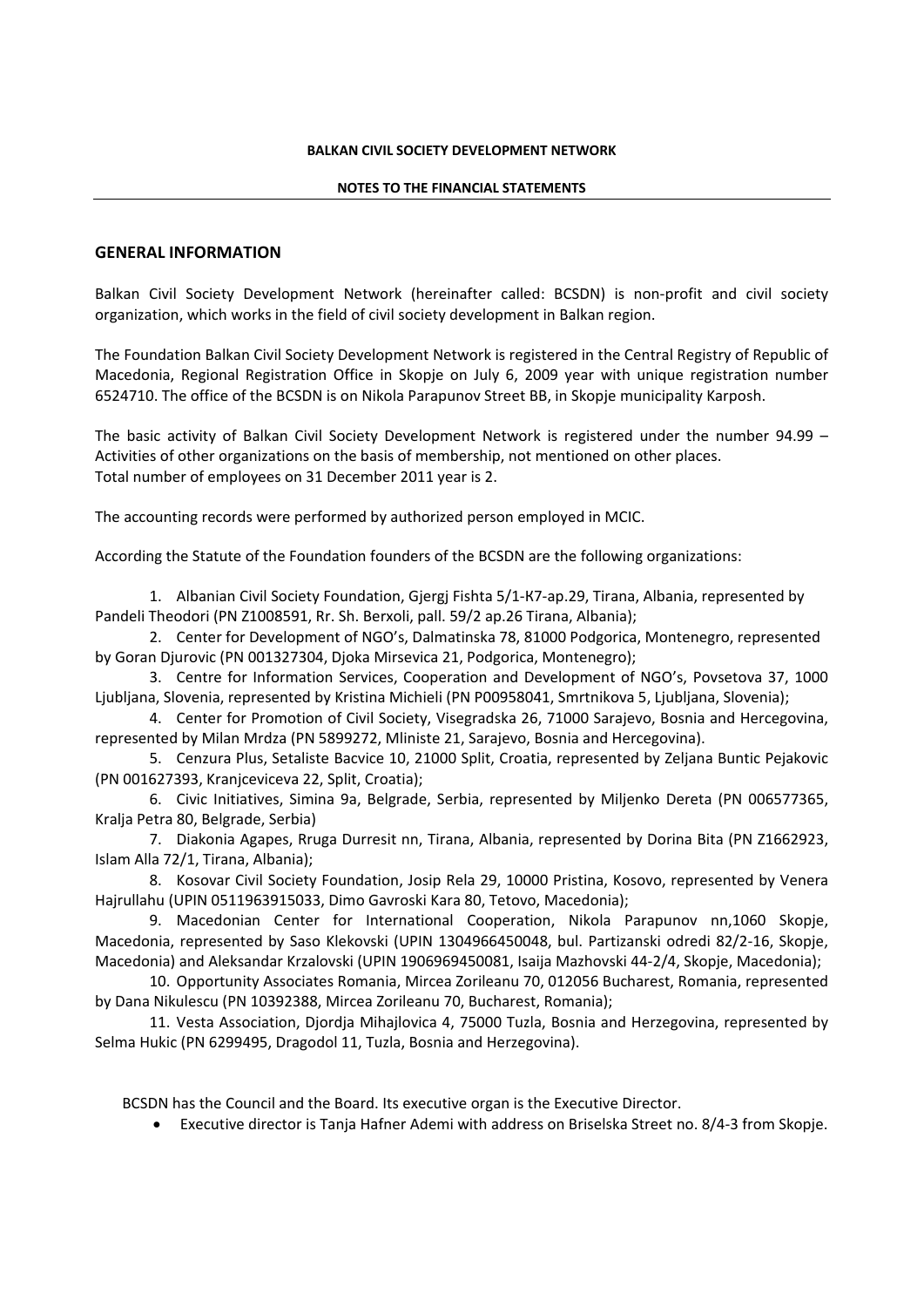**BALKAN CIVIL SOCIETY DEVELOPMENT NETWORK**

**NOTES TO THE FINANCIAL STATEMENTS**

## GENERAL INFORMATION

Balkan Civil Society Development Network (hereinafter called: BCSDN) is non-profit and civil society organization, which works in the field of civil society development in Balkan region.

The Foundation Balkan Civil Society Development Network is registered in the Central Registry of Republic of Macedonia, Regional Registration Office in Skopje on July 6, 2009 year with unique registration number 6524710. The office of the BCSDN is on Nikola Parapunov Street BB, in Skopje municipality Karposh.

The basic activity of Balkan Civil Society Development Network is registered under the number 94.99 – Activities of other organizations on the basis of membership, not mentioned on other places.
Total number of employees on 31 December 2011 year is 2.

The accounting records were performed by authorized person employed in MCIC.

According the Statute of the Foundation founders of the BCSDN are the following organizations:

1. Albanian Civil Society Foundation, Gjergj Fishta 5/1-K7-ap.29, Tirana, Albania, represented by Pandeli Theodori (PN Z1008591, Rr. Sh. Berxoli, pall. 59/2 ap.26 Tirana, Albania);
2. Center for Development of NGO's, Dalmatinska 78, 81000 Podgorica, Montenegro, represented by Goran Djurovic (PN 001327304, Djoka Mirsevica 21, Podgorica, Montenegro);
3. Centre for Information Services, Cooperation and Development of NGO's, Povsetova 37, 1000 Ljubljana, Slovenia, represented by Kristina Michieli (PN P00958041, Smrtnikova 5, Ljubljana, Slovenia);
4. Center for Promotion of Civil Society, Visegradska 26, 71000 Sarajevo, Bosnia and Hercegovina, represented by Milan Mrdza (PN 5899272, Mliniste 21, Sarajevo, Bosnia and Hercegovina).
5. Cenzura Plus, Setaliste Bacvice 10, 21000 Split, Croatia, represented by Zeljana Buntic Pejakovic (PN 001627393, Kranjceviceva 22, Split, Croatia);
6. Civic Initiatives, Simina 9a, Belgrade, Serbia, represented by Miljenko Dereta (PN 006577365, Kralja Petra 80, Belgrade, Serbia)
7. Diakonia Agapes, Rruga Durresit nn, Tirana, Albania, represented by Dorina Bita (PN Z1662923, Islam Alla 72/1, Tirana, Albania);
8. Kosovar Civil Society Foundation, Josip Rela 29, 10000 Pristina, Kosovo, represented by Venera Hajrullahu (UPIN 0511963915033, Dimo Gavroski Kara 80, Tetovo, Macedonia);
9. Macedonian Center for International Cooperation, Nikola Parapunov nn,1060 Skopje, Macedonia, represented by Saso Klekovski (UPIN 1304966450048, bul. Partizanski odredi 82/2-16, Skopje, Macedonia) and Aleksandar Krzalovski (UPIN 1906969450081, Isaija Mazhovski 44-2/4, Skopje, Macedonia);
10. Opportunity Associates Romania, Mircea Zorileanu 70, 012056 Bucharest, Romania, represented by Dana Nikulescu (PN 10392388, Mircea Zorileanu 70, Bucharest, Romania);
11. Vesta Association, Djordja Mihajlovica 4, 75000 Tuzla, Bosnia and Herzegovina, represented by Selma Hukic (PN 6299495, Dragodol 11, Tuzla, Bosnia and Herzegovina).

BCSDN has the Council and the Board. Its executive organ is the Executive Director.

- Executive director is Tanja Hafner Ademi with address on Briselska Street no. 8/4-3 from Skopje.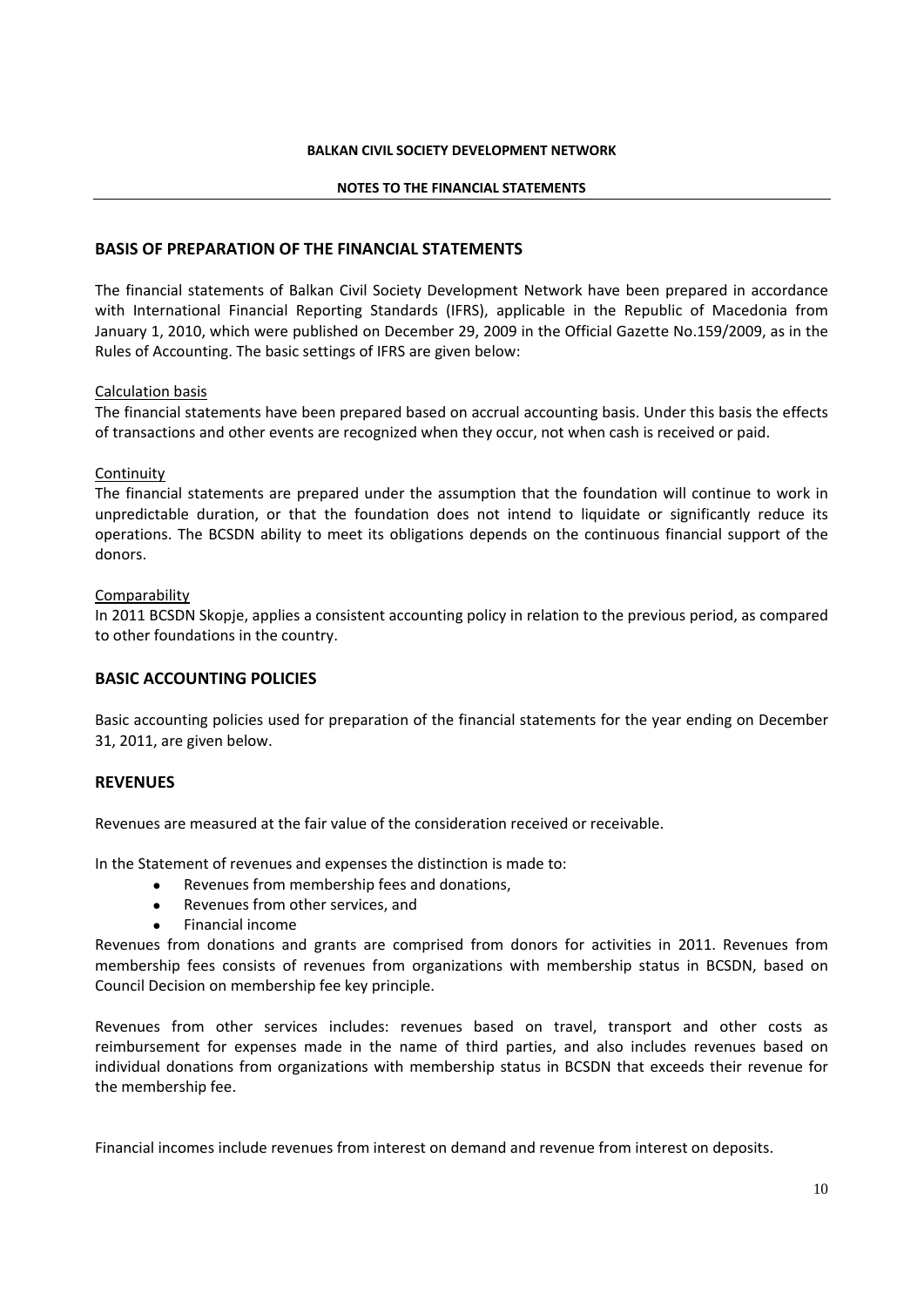**BALKAN CIVIL SOCIETY DEVELOPMENT NETWORK**

**NOTES TO THE FINANCIAL STATEMENTS**

## BASIS OF PREPARATION OF THE FINANCIAL STATEMENTS

The financial statements of Balkan Civil Society Development Network have been prepared in accordance with International Financial Reporting Standards (IFRS), applicable in the Republic of Macedonia from January 1, 2010, which were published on December 29, 2009 in the Official Gazette No.159/2009, as in the Rules of Accounting. The basic settings of IFRS are given below:

Calculation basis

The financial statements have been prepared based on accrual accounting basis. Under this basis the effects of transactions and other events are recognized when they occur, not when cash is received or paid.

Continuity

The financial statements are prepared under the assumption that the foundation will continue to work in unpredictable duration, or that the foundation does not intend to liquidate or significantly reduce its operations. The BCSDN ability to meet its obligations depends on the continuous financial support of the donors.

Comparability

In 2011 BCSDN Skopje, applies a consistent accounting policy in relation to the previous period, as compared to other foundations in the country.

## BASIC ACCOUNTING POLICIES

Basic accounting policies used for preparation of the financial statements for the year ending on December 31, 2011, are given below.

## REVENUES

Revenues are measured at the fair value of the consideration received or receivable.

In the Statement of revenues and expenses the distinction is made to:

- Revenues from membership fees and donations,
- Revenues from other services, and
- Financial income

Revenues from donations and grants are comprised from donors for activities in 2011. Revenues from membership fees consists of revenues from organizations with membership status in BCSDN, based on Council Decision on membership fee key principle.

Revenues from other services includes: revenues based on travel, transport and other costs as reimbursement for expenses made in the name of third parties, and also includes revenues based on individual donations from organizations with membership status in BCSDN that exceeds their revenue for the membership fee.

Financial incomes include revenues from interest on demand and revenue from interest on deposits.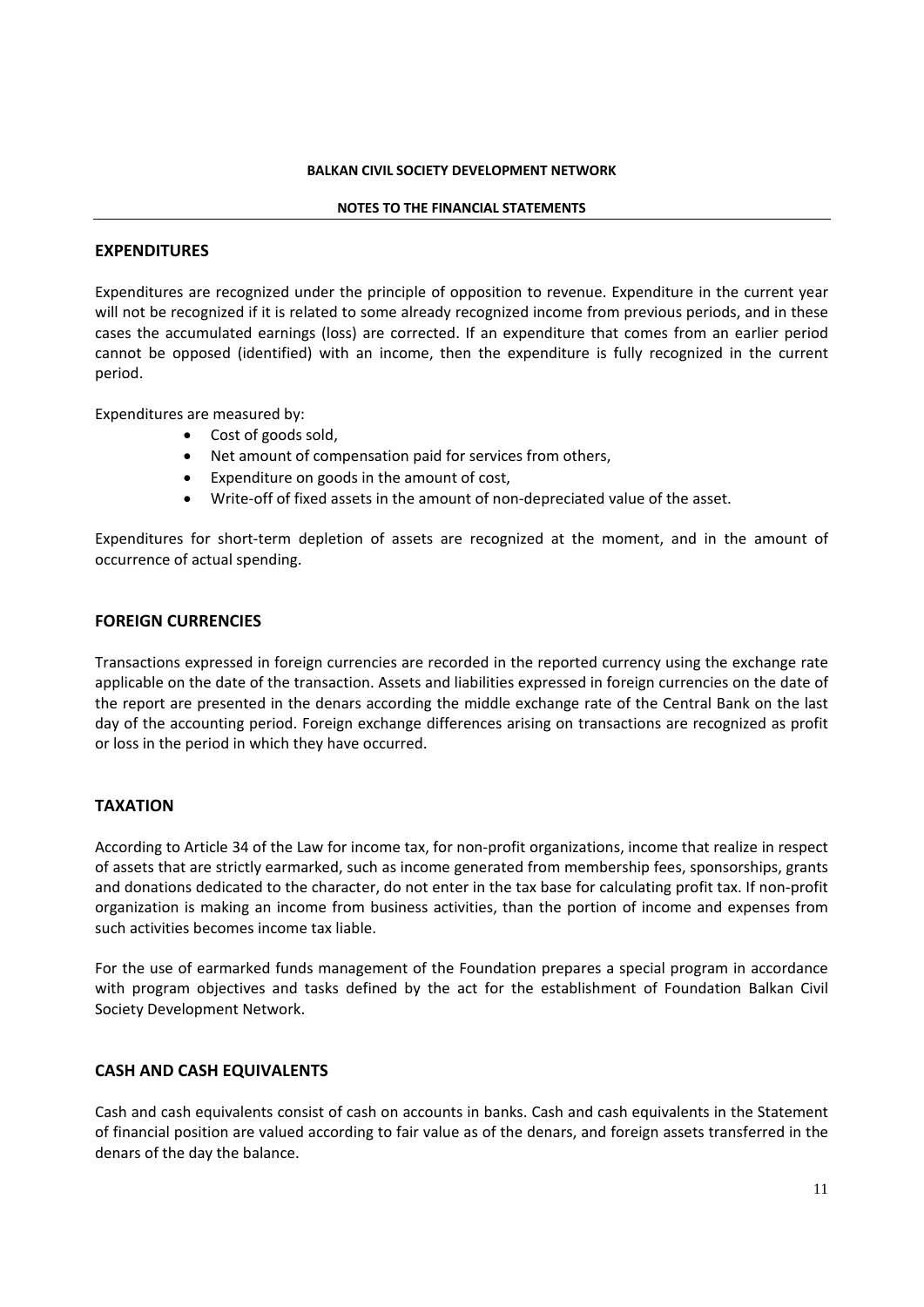## EXPENDITURES

Expenditures are recognized under the principle of opposition to revenue. Expenditure in the current year will not be recognized if it is related to some already recognized income from previous periods, and in these cases the accumulated earnings (loss) are corrected. If an expenditure that comes from an earlier period cannot be opposed (identified) with an income, then the expenditure is fully recognized in the current period.

Expenditures are measured by:

- Cost of goods sold,
- Net amount of compensation paid for services from others,
- Expenditure on goods in the amount of cost,
- Write-off of fixed assets in the amount of non-depreciated value of the asset.

Expenditures for short-term depletion of assets are recognized at the moment, and in the amount of occurrence of actual spending.

## FOREIGN CURRENCIES

Transactions expressed in foreign currencies are recorded in the reported currency using the exchange rate applicable on the date of the transaction. Assets and liabilities expressed in foreign currencies on the date of the report are presented in the denars according the middle exchange rate of the Central Bank on the last day of the accounting period. Foreign exchange differences arising on transactions are recognized as profit or loss in the period in which they have occurred.

## TAXATION

According to Article 34 of the Law for income tax, for non-profit organizations, income that realize in respect of assets that are strictly earmarked, such as income generated from membership fees, sponsorships, grants and donations dedicated to the character, do not enter in the tax base for calculating profit tax. If non-profit organization is making an income from business activities, than the portion of income and expenses from such activities becomes income tax liable.

For the use of earmarked funds management of the Foundation prepares a special program in accordance with program objectives and tasks defined by the act for the establishment of Foundation Balkan Civil Society Development Network.

## CASH AND CASH EQUIVALENTS

Cash and cash equivalents consist of cash on accounts in banks. Cash and cash equivalents in the Statement of financial position are valued according to fair value as of the denars, and foreign assets transferred in the denars of the day the balance.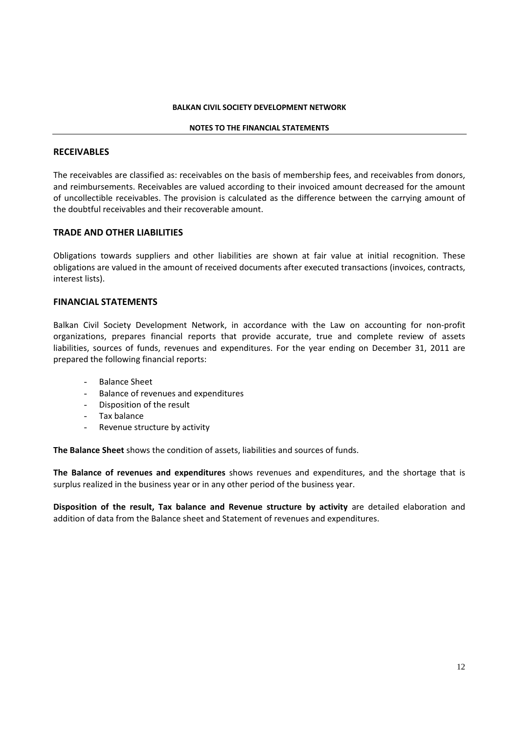## RECEIVABLES

The receivables are classified as: receivables on the basis of membership fees, and receivables from donors, and reimbursements. Receivables are valued according to their invoiced amount decreased for the amount of uncollectible receivables. The provision is calculated as the difference between the carrying amount of the doubtful receivables and their recoverable amount.

## TRADE AND OTHER LIABILITIES

Obligations towards suppliers and other liabilities are shown at fair value at initial recognition. These obligations are valued in the amount of received documents after executed transactions (invoices, contracts, interest lists).

## FINANCIAL STATEMENTS

Balkan Civil Society Development Network, in accordance with the Law on accounting for non-profit organizations, prepares financial reports that provide accurate, true and complete review of assets liabilities, sources of funds, revenues and expenditures. For the year ending on December 31, 2011 are prepared the following financial reports:

- Balance Sheet
- Balance of revenues and expenditures
- Disposition of the result
- Tax balance
- Revenue structure by activity

**The Balance Sheet** shows the condition of assets, liabilities and sources of funds.

**The Balance of revenues and expenditures** shows revenues and expenditures, and the shortage that is surplus realized in the business year or in any other period of the business year.

**Disposition of the result, Tax balance and Revenue structure by activity** are detailed elaboration and addition of data from the Balance sheet and Statement of revenues and expenditures.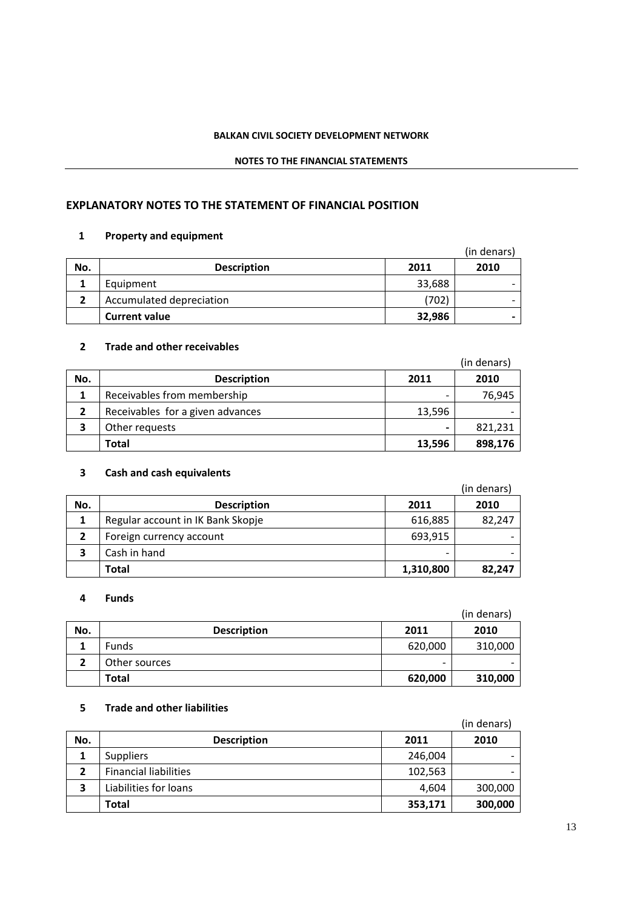**BALKAN CIVIL SOCIETY DEVELOPMENT NETWORK**

**NOTES TO THE FINANCIAL STATEMENTS**

## EXPLANATORY NOTES TO THE STATEMENT OF FINANCIAL POSITION

### 1 Property and equipment

(in denars)

| No. | Description | 2011 | 2010 |
|---|---|---|---|
| 1 | Equipment | 33,688 | - |
| 2 | Accumulated depreciation | (702) | - |
| | **Current value** | **32,986** | **-** |

### 2 Trade and other receivables

(in denars)

| No. | Description | 2011 | 2010 |
|---|---|---|---|
| 1 | Receivables from membership | - | 76,945 |
| 2 | Receivables for a given advances | 13,596 | - |
| 3 | Other requests | - | 821,231 |
| | **Total** | **13,596** | **898,176** |

### 3 Cash and cash equivalents

(in denars)

| No. | Description | 2011 | 2010 |
|---|---|---|---|
| 1 | Regular account in IK Bank Skopje | 616,885 | 82,247 |
| 2 | Foreign currency account | 693,915 | - |
| 3 | Cash in hand | - | - |
| | **Total** | **1,310,800** | **82,247** |

### 4 Funds

(in denars)

| No. | Description | 2011 | 2010 |
|---|---|---|---|
| 1 | Funds | 620,000 | 310,000 |
| 2 | Other sources | - | - |
| | **Total** | **620,000** | **310,000** |

### 5 Trade and other liabilities

(in denars)

| No. | Description | 2011 | 2010 |
|---|---|---|---|
| 1 | Suppliers | 246,004 | - |
| 2 | Financial liabilities | 102,563 | - |
| 3 | Liabilities for loans | 4,604 | 300,000 |
| | **Total** | **353,171** | **300,000** |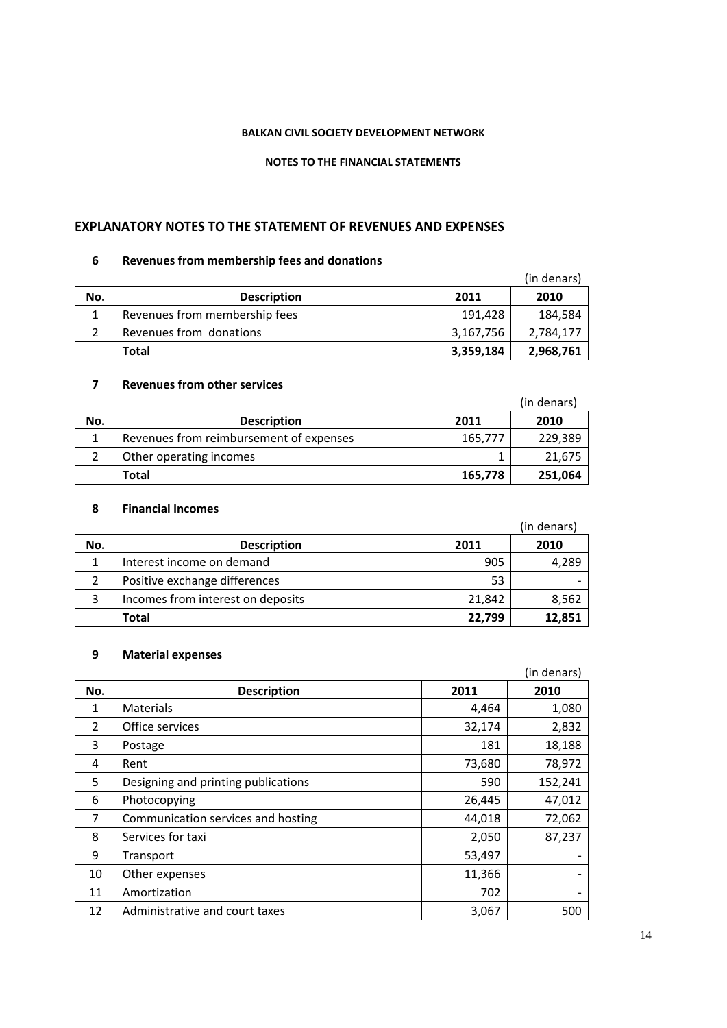**BALKAN CIVIL SOCIETY DEVELOPMENT NETWORK**

**NOTES TO THE FINANCIAL STATEMENTS**

## EXPLANATORY NOTES TO THE STATEMENT OF REVENUES AND EXPENSES

### 6 Revenues from membership fees and donations

(in denars)

| No. | Description | 2011 | 2010 |
|---|---|---|---|
| 1 | Revenues from membership fees | 191,428 | 184,584 |
| 2 | Revenues from donations | 3,167,756 | 2,784,177 |
| | **Total** | **3,359,184** | **2,968,761** |

### 7 Revenues from other services

(in denars)

| No. | Description | 2011 | 2010 |
|---|---|---|---|
| 1 | Revenues from reimbursement of expenses | 165,777 | 229,389 |
| 2 | Other operating incomes | 1 | 21,675 |
| | **Total** | **165,778** | **251,064** |

### 8 Financial Incomes

(in denars)

| No. | Description | 2011 | 2010 |
|---|---|---|---|
| 1 | Interest income on demand | 905 | 4,289 |
| 2 | Positive exchange differences | 53 | - |
| 3 | Incomes from interest on deposits | 21,842 | 8,562 |
| | **Total** | **22,799** | **12,851** |

### 9 Material expenses

(in denars)

| No. | Description | 2011 | 2010 |
|---|---|---|---|
| 1 | Materials | 4,464 | 1,080 |
| 2 | Office services | 32,174 | 2,832 |
| 3 | Postage | 181 | 18,188 |
| 4 | Rent | 73,680 | 78,972 |
| 5 | Designing and printing publications | 590 | 152,241 |
| 6 | Photocopying | 26,445 | 47,012 |
| 7 | Communication services and hosting | 44,018 | 72,062 |
| 8 | Services for taxi | 2,050 | 87,237 |
| 9 | Transport | 53,497 | - |
| 10 | Other expenses | 11,366 | - |
| 11 | Amortization | 702 | - |
| 12 | Administrative and court taxes | 3,067 | 500 |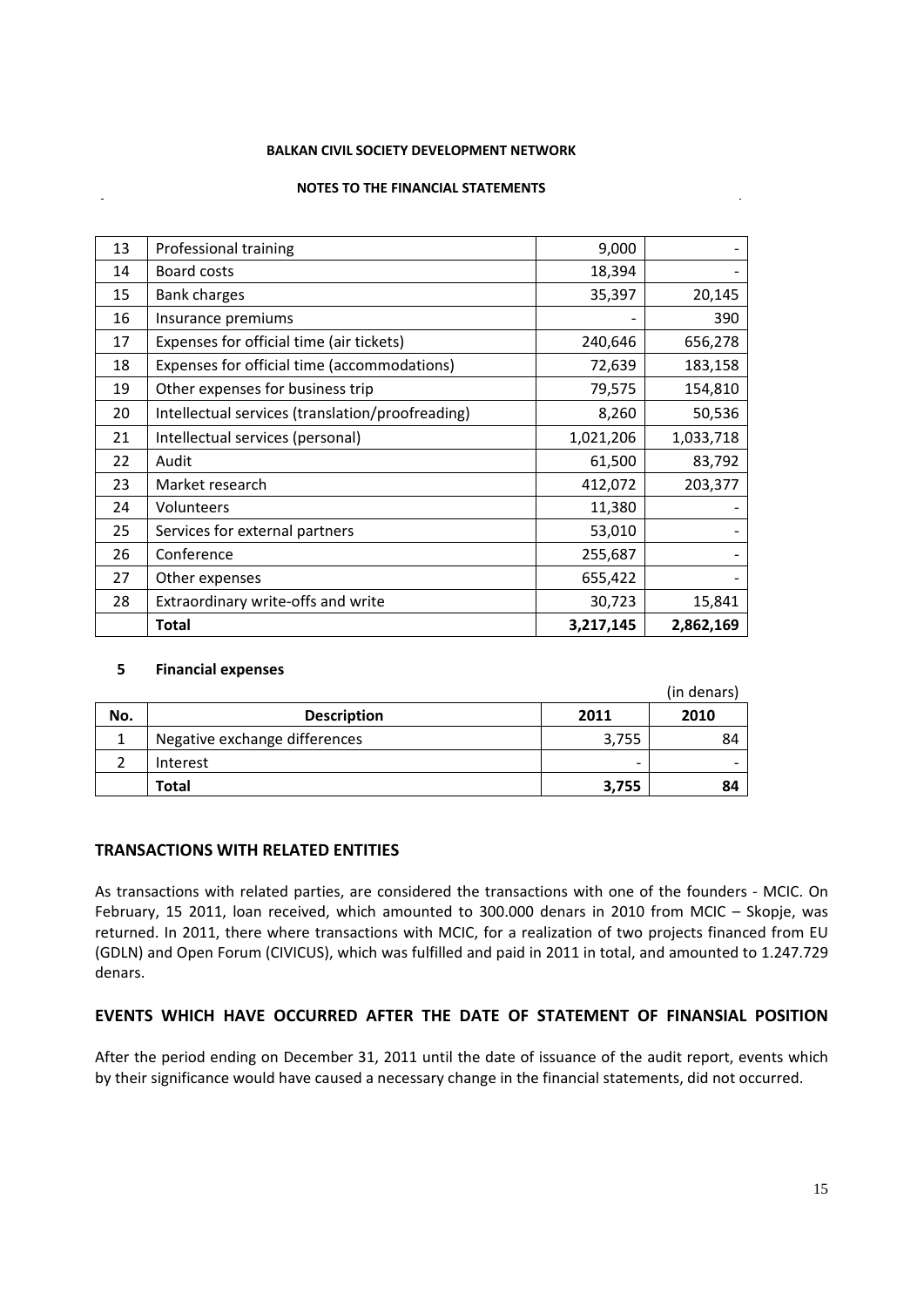| | | | |
|---|---|---|---|
| 13 | Professional training | 9,000 | - |
| 14 | Board costs | 18,394 | - |
| 15 | Bank charges | 35,397 | 20,145 |
| 16 | Insurance premiums | - | 390 |
| 17 | Expenses for official time (air tickets) | 240,646 | 656,278 |
| 18 | Expenses for official time (accommodations) | 72,639 | 183,158 |
| 19 | Other expenses for business trip | 79,575 | 154,810 |
| 20 | Intellectual services (translation/proofreading) | 8,260 | 50,536 |
| 21 | Intellectual services (personal) | 1,021,206 | 1,033,718 |
| 22 | Audit | 61,500 | 83,792 |
| 23 | Market research | 412,072 | 203,377 |
| 24 | Volunteers | 11,380 | - |
| 25 | Services for external partners | 53,010 | - |
| 26 | Conference | 255,687 | - |
| 27 | Other expenses | 655,422 | - |
| 28 | Extraordinary write-offs and write | 30,723 | 15,841 |
| | **Total** | **3,217,145** | **2,862,169** |

**5 Financial expenses**

(in denars)

| No. | Description | 2011 | 2010 |
|---|---|---|---|
| 1 | Negative exchange differences | 3,755 | 84 |
| 2 | Interest | - | - |
| | **Total** | **3,755** | **84** |

## TRANSACTIONS WITH RELATED ENTITIES

As transactions with related parties, are considered the transactions with one of the founders - MCIC. On February, 15 2011, loan received, which amounted to 300.000 denars in 2010 from MCIC – Skopje, was returned. In 2011, there where transactions with MCIC, for a realization of two projects financed from EU (GDLN) and Open Forum (CIVICUS), which was fulfilled and paid in 2011 in total, and amounted to 1.247.729 denars.

## EVENTS WHICH HAVE OCCURRED AFTER THE DATE OF STATEMENT OF FINANSIAL POSITION

After the period ending on December 31, 2011 until the date of issuance of the audit report, events which by their significance would have caused a necessary change in the financial statements, did not occurred.